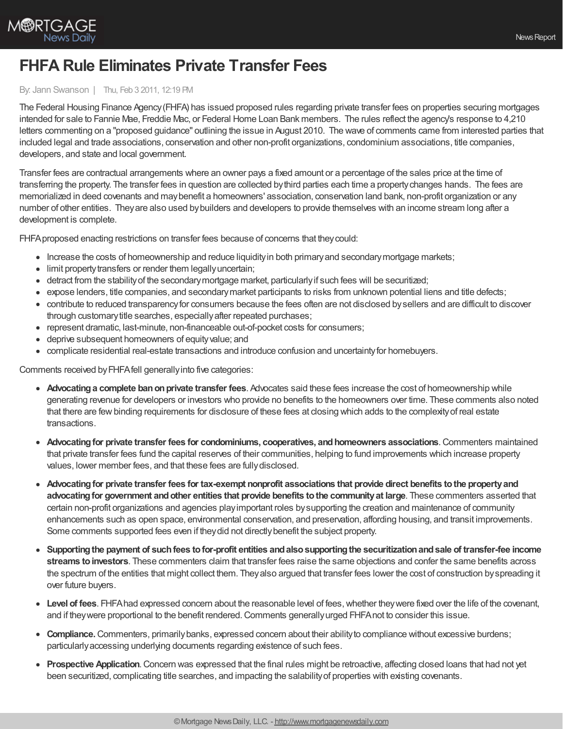# FHFA Rule Eliminates Private Transfer Fees

By: Jann Swanson | Thu, Feb 3 2011, 12:19 PM

The Federal Housing Finance Agency (FHFA) has issued proposed rules regarding private transfer fees on properties securing mortgages intended for sale to Fannie Mae, Freddie Mac, or Federal Home Loan Bank members. The rules reflect the agency's response to 4,210 letters commenting on a "proposed guidance" outlining the issue in August 2010. The wave of comments came from interested parties that included legal and trade associations, conservation and other non-profit organizations, condominium associations, title companies, developers, and state and local government.

Transfer fees are contractual arrangements where an owner pays a fixed amount or a percentage of the sales price at the time of transferring the property. The transfer fees in question are collected by third parties each time a property changes hands. The fees are memorialized in deed covenants and may benefit a homeowners' association, conservation land bank, non-profit organization or any number of other entities. They are also used by builders and developers to provide themselves with an income stream long after a development is complete.

FHFA proposed enacting restrictions on transfer fees because of concerns that they could:

- Increase the costs of homeownership and reduce liquidity in both primary and secondary mortgage markets;
- limit property transfers or render them legally uncertain;
- detract from the stability of the secondary mortgage market, particularly if such fees will be securitized;
- expose lenders, title companies, and secondary market participants to risks from unknown potential liens and title defects;
- contribute to reduced transparency for consumers because the fees often are not disclosed by sellers and are difficult to discover through customary title searches, especially after repeated purchases;
- represent dramatic, last-minute, non-financeable out-of-pocket costs for consumers;
- deprive subsequent homeowners of equity value; and
- complicate residential real-estate transactions and introduce confusion and uncertainty for homebuyers.

Comments received by FHFA fell generally into five categories:

- **Advocating a complete ban on private transfer fees**. Advocates said these fees increase the cost of homeownership while generating revenue for developers or investors who provide no benefits to the homeowners over time. These comments also noted that there are few binding requirements for disclosure of these fees at closing which adds to the complexity of real estate transactions.
- **Advocating for private transfer fees for condominiums, cooperatives, and homeowners associations**. Commenters maintained that private transfer fees fund the capital reserves of their communities, helping to fund improvements which increase property values, lower member fees, and that these fees are fully disclosed.
- **Advocating for private transfer fees for tax-exempt nonprofit associations that provide direct benefits to the property and advocating for government and other entities that provide benefits to the community at large**. These commenters asserted that certain non-profit organizations and agencies play important roles by supporting the creation and maintenance of community enhancements such as open space, environmental conservation, and preservation, affording housing, and transit improvements. Some comments supported fees even if they did not directly benefit the subject property.
- **Supporting the payment of such fees to for-profit entities and also supporting the securitization and sale of transfer-fee income streams to investors**. These commenters claim that transfer fees raise the same objections and confer the same benefits across the spectrum of the entities that might collect them. They also argued that transfer fees lower the cost of construction by spreading it over future buyers.
- **Level of fees**. FHFA had expressed concern about the reasonable level of fees, whether they were fixed over the life of the covenant, and if they were proportional to the benefit rendered. Comments generally urged FHFA not to consider this issue.
- **Compliance.** Commenters, primarily banks, expressed concern about their ability to compliance without excessive burdens; particularly accessing underlying documents regarding existence of such fees.
- **Prospective Application**. Concern was expressed that the final rules might be retroactive, affecting closed loans that had not yet been securitized, complicating title searches, and impacting the salability of properties with existing covenants.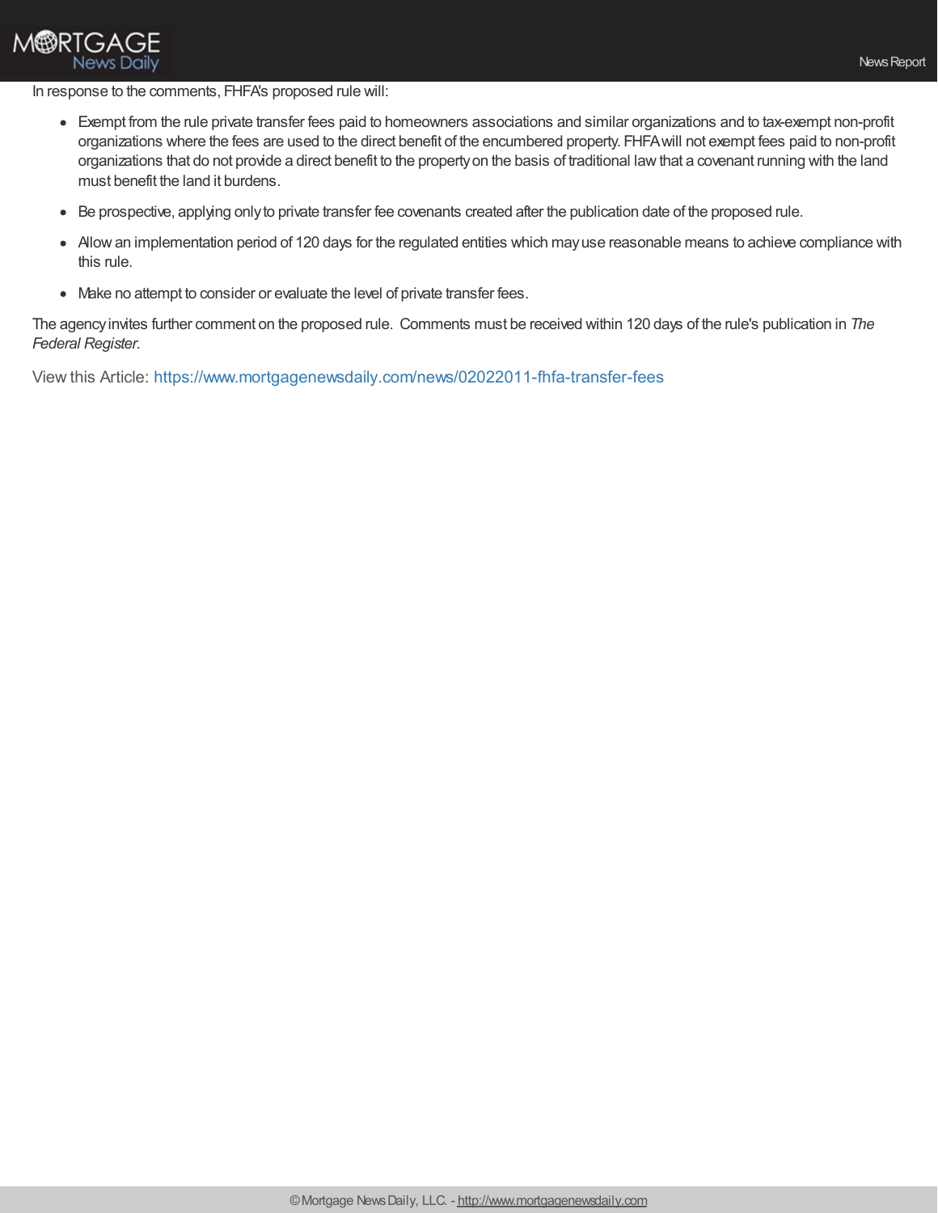In response to the comments, FHFA's proposed rule will:

- Exempt from the rule private transfer fees paid to homeowners associations and similar organizations and to tax-exempt non-profit organizations where the fees are used to the direct benefit of the encumbered property. FHFA will not exempt fees paid to non-profit organizations that do not provide a direct benefit to the property on the basis of traditional law that a covenant running with the land must benefit the land it burdens.
- Be prospective, applying only to private transfer fee covenants created after the publication date of the proposed rule.
- Allow an implementation period of 120 days for the regulated entities which may use reasonable means to achieve compliance with this rule.
- Make no attempt to consider or evaluate the level of private transfer fees.

The agency invites further comment on the proposed rule. Comments must be received within 120 days of the rule's publication in *The Federal Register*.

View this Article: https://www.mortgagenewsdaily.com/news/02022011-fhfa-transfer-fees